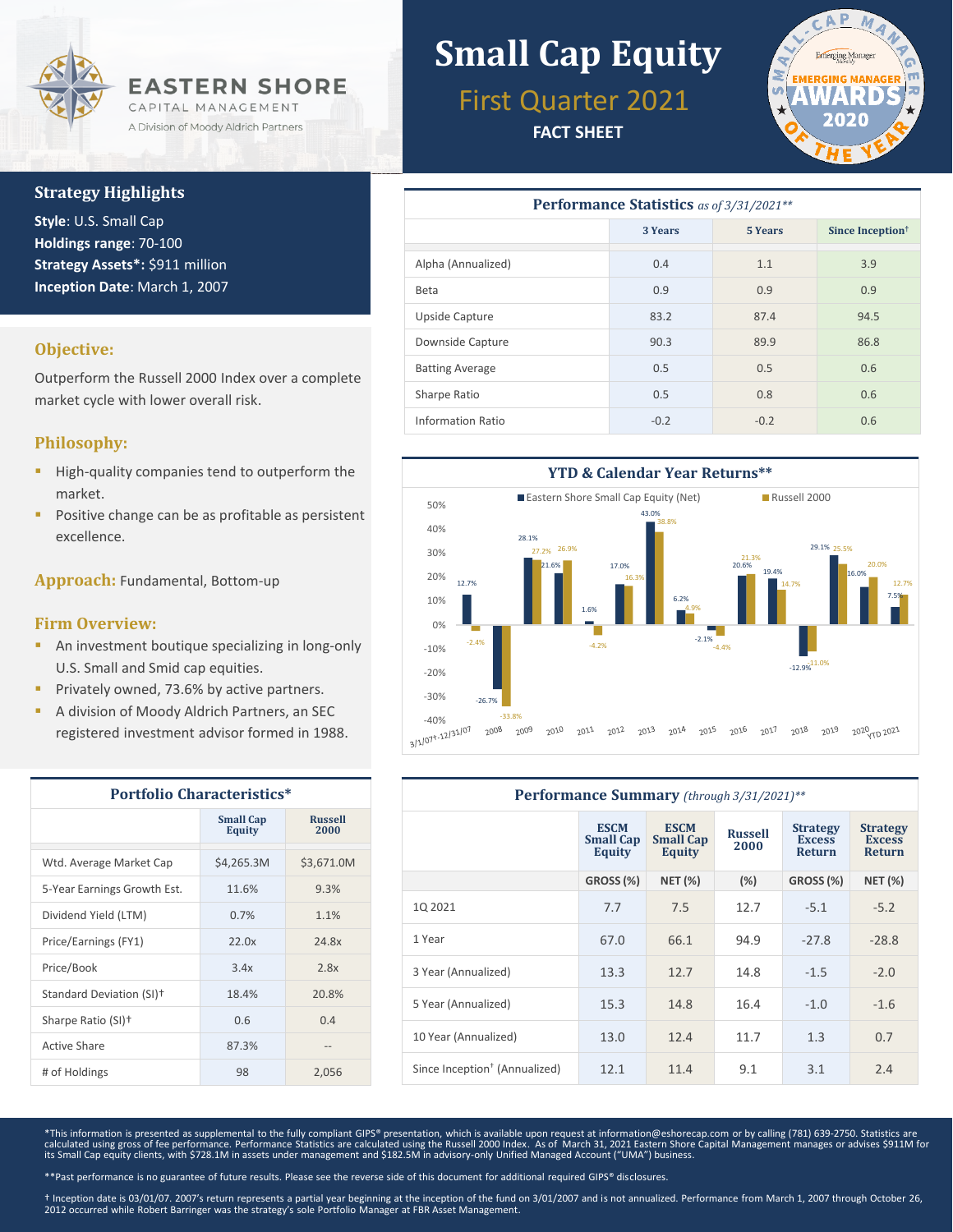# EASTERN SHORE

CAPITAL MANAGEMENT

A Division of Moody Aldrich Partners

# Small Cap Equity

## First Quarter 2021

**FACT SHEET**

Emerging Manager — SMALL-CAP MANAGER EMERGING MANAGER AWARDS 2020 OF THE YEAR

### Strategy Highlights

**Style**: U.S. Small Cap
**Holdings range**: 70-100
**Strategy Assets*:** $911 million
**Inception Date**: March 1, 2007

### Objective:

Outperform the Russell 2000 Index over a complete market cycle with lower overall risk.

### Philosophy:

- High-quality companies tend to outperform the market.
- Positive change can be as profitable as persistent excellence.

**Approach:** Fundamental, Bottom-up

### Firm Overview:

- An investment boutique specializing in long-only U.S. Small and Smid cap equities.
- Privately owned, 73.6% by active partners.
- A division of Moody Aldrich Partners, an SEC registered investment advisor formed in 1988.

### Portfolio Characteristics*

| | Small Cap Equity | Russell 2000 |
|---|---|---|
| Wtd. Average Market Cap | $4,265.3M | $3,671.0M |
| 5-Year Earnings Growth Est. | 11.6% | 9.3% |
| Dividend Yield (LTM) | 0.7% | 1.1% |
| Price/Earnings (FY1) | 22.0x | 24.8x |
| Price/Book | 3.4x | 2.8x |
| Standard Deviation (SI)† | 18.4% | 20.8% |
| Sharpe Ratio (SI)† | 0.6 | 0.4 |
| Active Share | 87.3% | -- |
| # of Holdings | 98 | 2,056 |

### Performance Statistics *as of 3/31/2021***

| | 3 Years | 5 Years | Since Inception† |
|---|---|---|---|
| Alpha (Annualized) | 0.4 | 1.1 | 3.9 |
| Beta | 0.9 | 0.9 | 0.9 |
| Upside Capture | 83.2 | 87.4 | 94.5 |
| Downside Capture | 90.3 | 89.9 | 86.8 |
| Batting Average | 0.5 | 0.5 | 0.6 |
| Sharpe Ratio | 0.5 | 0.8 | 0.6 |
| Information Ratio | -0.2 | -0.2 | 0.6 |

### YTD & Calendar Year Returns**

| Period | Eastern Shore Small Cap Equity (Net) | Russell 2000 |
|---|---|---|
| 3/1/07†-12/31/07 | 12.7% | -2.4% |
| 2008 | -26.7% | -33.8% |
| 2009 | 28.1% | 27.2% |
| 2010 | 21.6% | 26.9% |
| 2011 | 1.6% | -4.2% |
| 2012 | 17.0% | 16.3% |
| 2013 | 43.0% | 38.8% |
| 2014 | 6.2% | 4.9% |
| 2015 | -2.1% | -4.4% |
| 2016 | 20.6% | 21.3% |
| 2017 | 19.4% | 14.7% |
| 2018 | -12.9% | -11.0% |
| 2019 | 29.1% | 25.5% |
| 2020 | 16.0% | 20.0% |
| YTD 2021 | 7.5% | 12.7% |

### Performance Summary *(through 3/31/2021)***

| | ESCM Small Cap Equity | ESCM Small Cap Equity | Russell 2000 | Strategy Excess Return | Strategy Excess Return |
|---|---|---|---|---|---|
| | GROSS (%) | NET (%) | (%) | GROSS (%) | NET (%) |
| 1Q 2021 | 7.7 | 7.5 | 12.7 | -5.1 | -5.2 |
| 1 Year | 67.0 | 66.1 | 94.9 | -27.8 | -28.8 |
| 3 Year (Annualized) | 13.3 | 12.7 | 14.8 | -1.5 | -2.0 |
| 5 Year (Annualized) | 15.3 | 14.8 | 16.4 | -1.0 | -1.6 |
| 10 Year (Annualized) | 13.0 | 12.4 | 11.7 | 1.3 | 0.7 |
| Since Inception† (Annualized) | 12.1 | 11.4 | 9.1 | 3.1 | 2.4 |

*This information is presented as supplemental to the fully compliant GIPS® presentation, which is available upon request at information@eshorecap.com or by calling (781) 639-2750. Statistics are calculated using gross of fee performance. Performance Statistics are calculated using the Russell 2000 Index. As of March 31, 2021 Eastern Shore Capital Management manages or advises $911M for its Small Cap equity clients, with $728.1M in assets under management and $182.5M in advisory-only Unified Managed Account ("UMA") business.

**Past performance is no guarantee of future results. Please see the reverse side of this document for additional required GIPS® disclosures.

† Inception date is 03/01/07. 2007's return represents a partial year beginning at the inception of the fund on 3/01/2007 and is not annualized. Performance from March 1, 2007 through October 26, 2012 occurred while Robert Barringer was the strategy's sole Portfolio Manager at FBR Asset Management.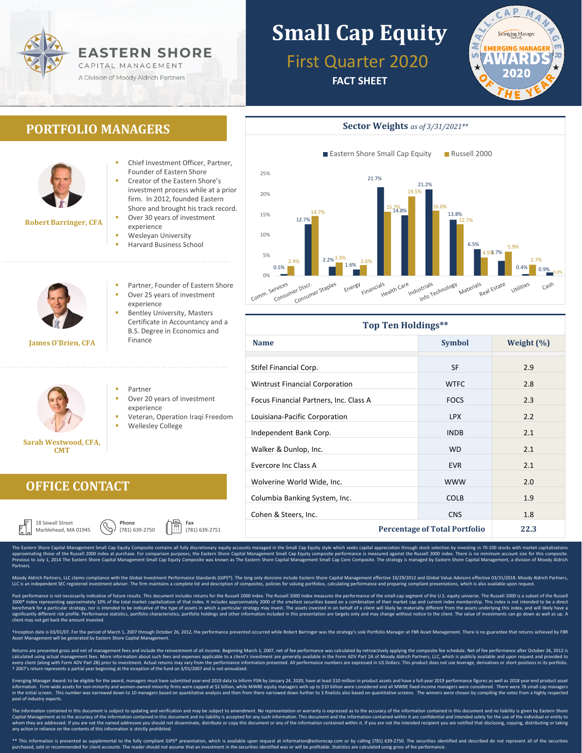EASTERN SHORE

CAPITAL MANAGEMENT

A Division of Moody Aldrich Partners

# Small Cap Equity

## First Quarter 2020

**FACT SHEET**

SMALL CAP MANAGER OF THE YEAR

Emerging Manager Monthly

EMERGING MANAGER AWARDS 2020

## PORTFOLIO MANAGERS

**Robert Barringer, CFA**

- Chief Investment Officer, Partner, Founder of Eastern Shore
- Creator of the Eastern Shore's investment process while at a prior firm. In 2012, founded Eastern Shore and brought his track record.
- Over 30 years of investment experience
- Wesleyan University
- Harvard Business School

**James O'Brien, CFA**

- Partner, Founder of Eastern Shore
- Over 25 years of investment experience
- Bentley University, Masters Certificate in Accountancy and a B.S. Degree in Economics and Finance

**Sarah Westwood, CFA, CMT**

- Partner
- Over 20 years of investment experience
- Veteran, Operation Iraqi Freedom
- Wellesley College

## OFFICE CONTACT

18 Sewall Street
Marblehead, MA 01945

**Phone**
(781) 639-2750

**Fax**
(781) 639-2751

## Sector Weights *as of 3/31/2021***

Eastern Shore Small Cap Equity
Russell 2000

25%
20%
15%
10%
5%
0%

Comm. Services: 0.5%, 2.4%
Consumer Discr.: 12.7%, 14.7%
Consumer Staples: 2.2%, 3.3%
Energy: 1.6%, 2.6%
Financials: 21.7%, 15.7%
Health Care: 14.8%, 19.5%
Industrials: 21.2%, 16.0%
Info Technology: 13.8%, 12.7%
Materials: 6.5%, 4.5%
Real Estate: 3.7%, 5.9%
Utilities: 0.4%, 2.7%
Cash: 0.9%, 0.0%

## Top Ten Holdings**

| Name | Symbol | Weight (%) |
|---|---|---|
| Stifel Financial Corp. | SF | 2.9 |
| Wintrust Financial Corporation | WTFC | 2.8 |
| Focus Financial Partners, Inc. Class A | FOCS | 2.3 |
| Louisiana-Pacific Corporation | LPX | 2.2 |
| Independent Bank Corp. | INDB | 2.1 |
| Walker & Dunlop, Inc. | WD | 2.1 |
| Evercore Inc Class A | EVR | 2.1 |
| Wolverine World Wide, Inc. | WWW | 2.0 |
| Columbia Banking System, Inc. | COLB | 1.9 |
| Cohen & Steers, Inc. | CNS | 1.8 |
| **Percentage of Total Portfolio** | | **22.3** |

The Eastern Shore Capital Management Small Cap Equity Composite contains all fully discretionary equity accounts managed in the Small Cap Equity style which seeks capital appreciation through stock selection by investing in 70-100 stocks with market capitalizations approximating those of the Russell 2000 index at purchase. For comparison purposes, the Eastern Shore Capital Management Small Cap Equity composite performance is measured against the Russell 2000 index. There is no minimum account size for this composite. Previous to July 1, 2014 The Eastern Shore Capital Management Small Cap Equity Composite was known as The Eastern Shore Capital Management Small Cap Core Composite. The strategy is managed by Eastern Shore Capital Management, a division of Moody Aldrich Partners.

Moody Aldrich Partners, LLC claims compliance with the Global Investment Performance Standards (GIPS®). The long only divisions include Eastern Shore Capital Management effective 10/29/2012 and Global Value Advisors effective 03/31/2018. Moody Aldrich Partners, LLC is an independent SEC registered investment adviser. The firm maintains a complete list and description of composites, policies for valuing portfolios, calculating performance and preparing compliant presentations, which is also available upon request.

Past performance is not necessarily indicative of future results. This document includes returns for the Russell 2000 index. The Russell 2000 Index measures the performance of the small-cap segment of the U.S. equity universe. The Russell 2000 is a subset of the Russell 3000® Index representing approximately 10% of the total market capitalization of that index. It includes approximately 2000 of the smallest securities based on a combination of their market cap and current index membership. This index is not intended to be a direct benchmark for a particular strategy, nor is intended to be indicative of the type of assets in which a particular strategy may invest. The assets invested in on behalf of a client will likely be materially different from the assets underlying this index, and will likely have a significantly different risk profile. Performance statistics, portfolio characteristics, portfolio holdings and other information included in this presentation are targets only and may change without notice to the client. The value of investments can go down as well as up. A client may not get back the amount invested.

†Inception date is 03/01/07. For the period of March 1, 2007 through October 26, 2012, the performance presented occurred while Robert Barringer was the strategy's sole Portfolio Manager at FBR Asset Management. There is no guarantee that returns achieved by FBR Asset Management will be generated by Eastern Shore Capital Management.

Returns are presented gross and net of management fees and include the reinvestment of all income. Beginning March 1, 2007, net of fee performance was calculated by retroactively applying the composite fee schedule. Net of fee performance after October 26, 2012 is calculated using actual management fees. More information about such fees and expenses applicable to a client's investment are generally available in the Form ADV Part 2A of Moody Aldrich Partners, LLC, which is publicly available and upon request and provided to every client (along with Form ADV Part 2B) prior to investment. Actual returns may vary from the performance information presented. All performance numbers are expressed in US Dollars. This product does not use leverage, derivatives or short positions in its portfolio. † 2007's return represents a partial year beginning at the inception of the fund on 3/01/2007 and is not annualized.

Emerging Manager Award: to be eligible for the award, managers must have submitted year-end 2019 data to Inform PSN by January 24, 2020, have at least $10 million in product assets and have a full-year 2019 performance figures as well as 2018 year-end product asset information. Firm-wide assets for non-minority and women-owned minority firms were capped at $2 billion, while MWBE equity managers with up to $10 billion were considered and all MWBE fixed-income managers were considered. There were 78 small cap managers in the initial screen. This number was narrowed down to 10 managers based on quantitative analysis and then from there narrowed down further to 3 finalists also based on quantitative screens. The winners were chosen by compiling the votes from a highly respected pool of industry experts.

The information contained in this document is subject to updating and verification and may be subject to amendment. No representation or warranty is expressed as to the accuracy of the information contained in this document and no liability is given by Eastern Shore Capital Management as to the accuracy of the information contained in this document and no liability is accepted for any such information. This document and the information contained within it are confidential and intended solely for the use of the individual or entity to whom they are addressed. If you are not the named addressee you should not disseminate, distribute or copy this document or any of the information contained within it. If you are not the intended recipient you are notified that disclosing, copying, distributing or taking any action in reliance on the contents of this information is strictly prohibited.

** This information is presented as supplemental to the fully compliant GIPS® presentation, which is available upon request at information@eshorecap.com or by calling (781) 639-2750. The securities identified and described do not represent all of the securities purchased, sold or recommended for client accounts. The reader should not assume that an investment in the securities identified was or will be profitable. Statistics are calculated using gross of fee performance.